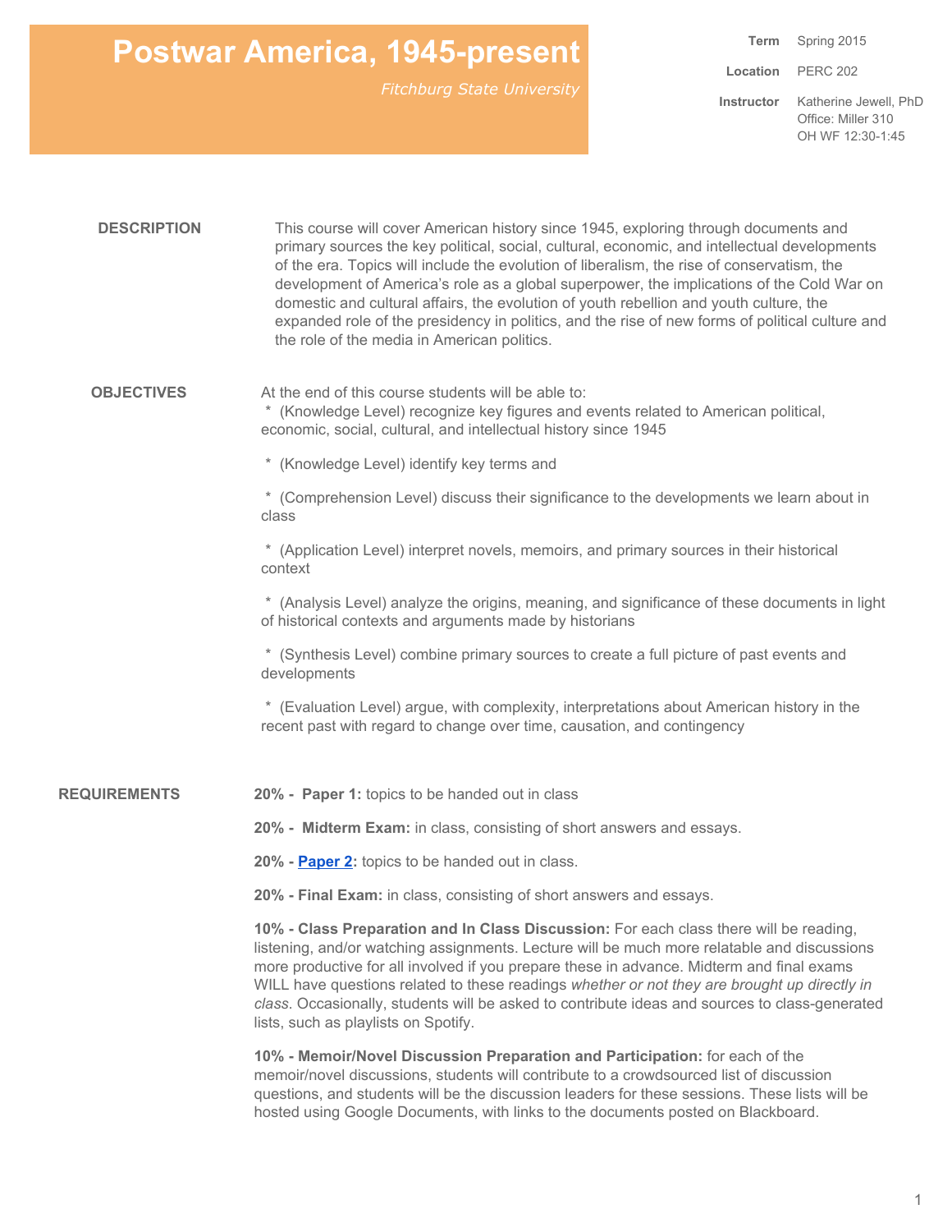# Postwar America, 1945-present

*Fitchburg State University*

**Term** Spring 2015

**Location** PERC 202

**Instructor** Katherine Jewell, PhD
Office: Miller 310
OH WF 12:30-1:45

## DESCRIPTION

This course will cover American history since 1945, exploring through documents and primary sources the key political, social, cultural, economic, and intellectual developments of the era. Topics will include the evolution of liberalism, the rise of conservatism, the development of America's role as a global superpower, the implications of the Cold War on domestic and cultural affairs, the evolution of youth rebellion and youth culture, the expanded role of the presidency in politics, and the rise of new forms of political culture and the role of the media in American politics.

## OBJECTIVES

At the end of this course students will be able to:

* (Knowledge Level) recognize key figures and events related to American political, economic, social, cultural, and intellectual history since 1945
* (Knowledge Level) identify key terms and
* (Comprehension Level) discuss their significance to the developments we learn about in class
* (Application Level) interpret novels, memoirs, and primary sources in their historical context
* (Analysis Level) analyze the origins, meaning, and significance of these documents in light of historical contexts and arguments made by historians
* (Synthesis Level) combine primary sources to create a full picture of past events and developments
* (Evaluation Level) argue, with complexity, interpretations about American history in the recent past with regard to change over time, causation, and contingency

## REQUIREMENTS

**20% - Paper 1:** topics to be handed out in class

**20% - Midterm Exam:** in class, consisting of short answers and essays.

**20% - Paper 2:** topics to be handed out in class.

**20% - Final Exam:** in class, consisting of short answers and essays.

**10% - Class Preparation and In Class Discussion:** For each class there will be reading, listening, and/or watching assignments. Lecture will be much more relatable and discussions more productive for all involved if you prepare these in advance. Midterm and final exams WILL have questions related to these readings *whether or not they are brought up directly in class*. Occasionally, students will be asked to contribute ideas and sources to class-generated lists, such as playlists on Spotify.

**10% - Memoir/Novel Discussion Preparation and Participation:** for each of the memoir/novel discussions, students will contribute to a crowdsourced list of discussion questions, and students will be the discussion leaders for these sessions. These lists will be hosted using Google Documents, with links to the documents posted on Blackboard.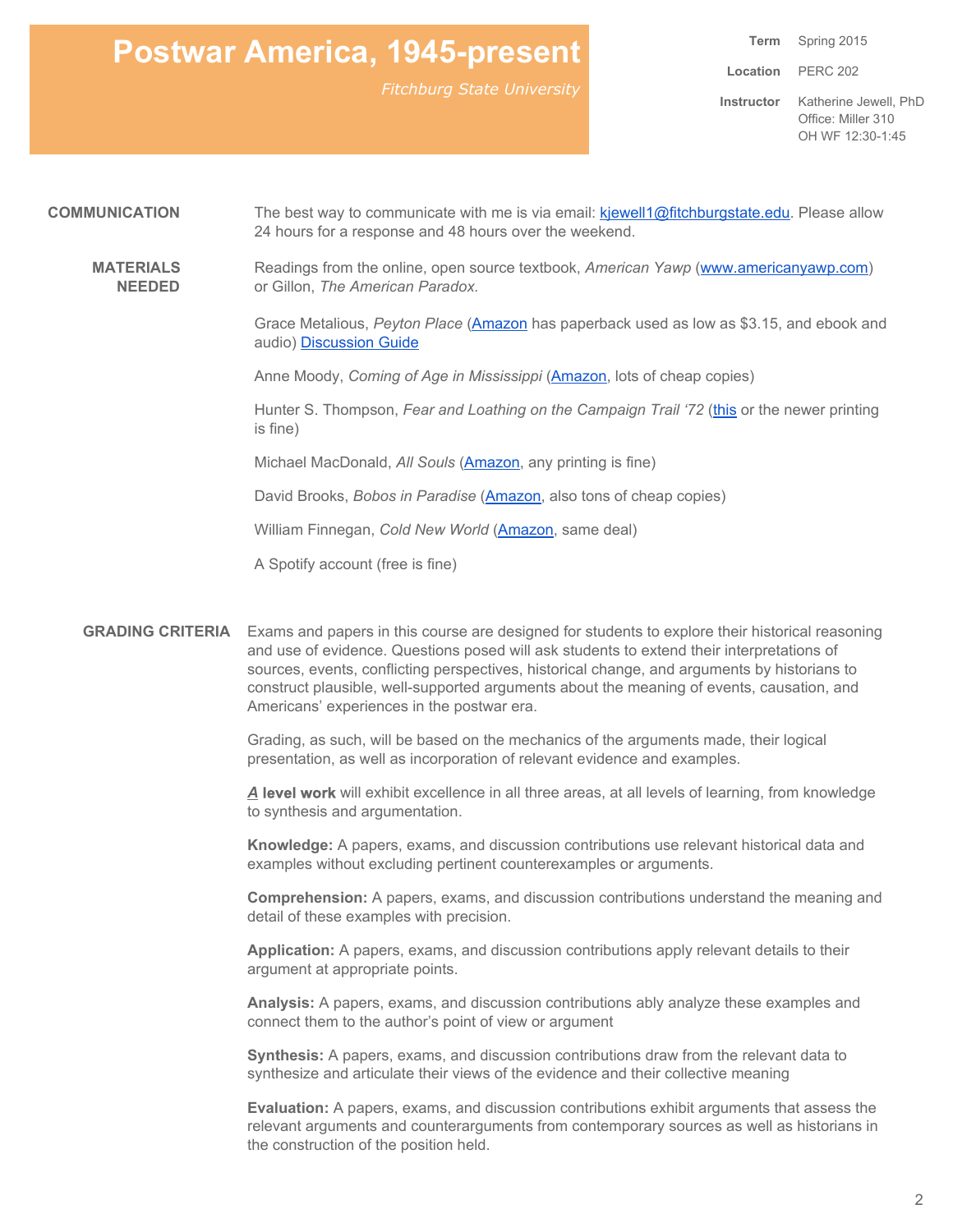# Postwar America, 1945-present

*Fitchburg State University*

| | |
|---|---|
| **Term** | Spring 2015 |
| **Location** | PERC 202 |
| **Instructor** | Katherine Jewell, PhD<br>Office: Miller 310<br>OH WF 12:30-1:45 |

**COMMUNICATION**

The best way to communicate with me is via email: kjewell1@fitchburgstate.edu. Please allow 24 hours for a response and 48 hours over the weekend.

**MATERIALS NEEDED**

Readings from the online, open source textbook, *American Yawp* (www.americanyawp.com) or Gillon, *The American Paradox.*

Grace Metalious, *Peyton Place* (Amazon has paperback used as low as $3.15, and ebook and audio) Discussion Guide

Anne Moody, *Coming of Age in Mississippi* (Amazon, lots of cheap copies)

Hunter S. Thompson, *Fear and Loathing on the Campaign Trail '72* (this or the newer printing is fine)

Michael MacDonald, *All Souls* (Amazon, any printing is fine)

David Brooks, *Bobos in Paradise* (Amazon, also tons of cheap copies)

William Finnegan, *Cold New World* (Amazon, same deal)

A Spotify account (free is fine)

**GRADING CRITERIA**

Exams and papers in this course are designed for students to explore their historical reasoning and use of evidence. Questions posed will ask students to extend their interpretations of sources, events, conflicting perspectives, historical change, and arguments by historians to construct plausible, well-supported arguments about the meaning of events, causation, and Americans' experiences in the postwar era.

Grading, as such, will be based on the mechanics of the arguments made, their logical presentation, as well as incorporation of relevant evidence and examples.

***A*** **level work** will exhibit excellence in all three areas, at all levels of learning, from knowledge to synthesis and argumentation.

**Knowledge:** A papers, exams, and discussion contributions use relevant historical data and examples without excluding pertinent counterexamples or arguments.

**Comprehension:** A papers, exams, and discussion contributions understand the meaning and detail of these examples with precision.

**Application:** A papers, exams, and discussion contributions apply relevant details to their argument at appropriate points.

**Analysis:** A papers, exams, and discussion contributions ably analyze these examples and connect them to the author's point of view or argument

**Synthesis:** A papers, exams, and discussion contributions draw from the relevant data to synthesize and articulate their views of the evidence and their collective meaning

**Evaluation:** A papers, exams, and discussion contributions exhibit arguments that assess the relevant arguments and counterarguments from contemporary sources as well as historians in the construction of the position held.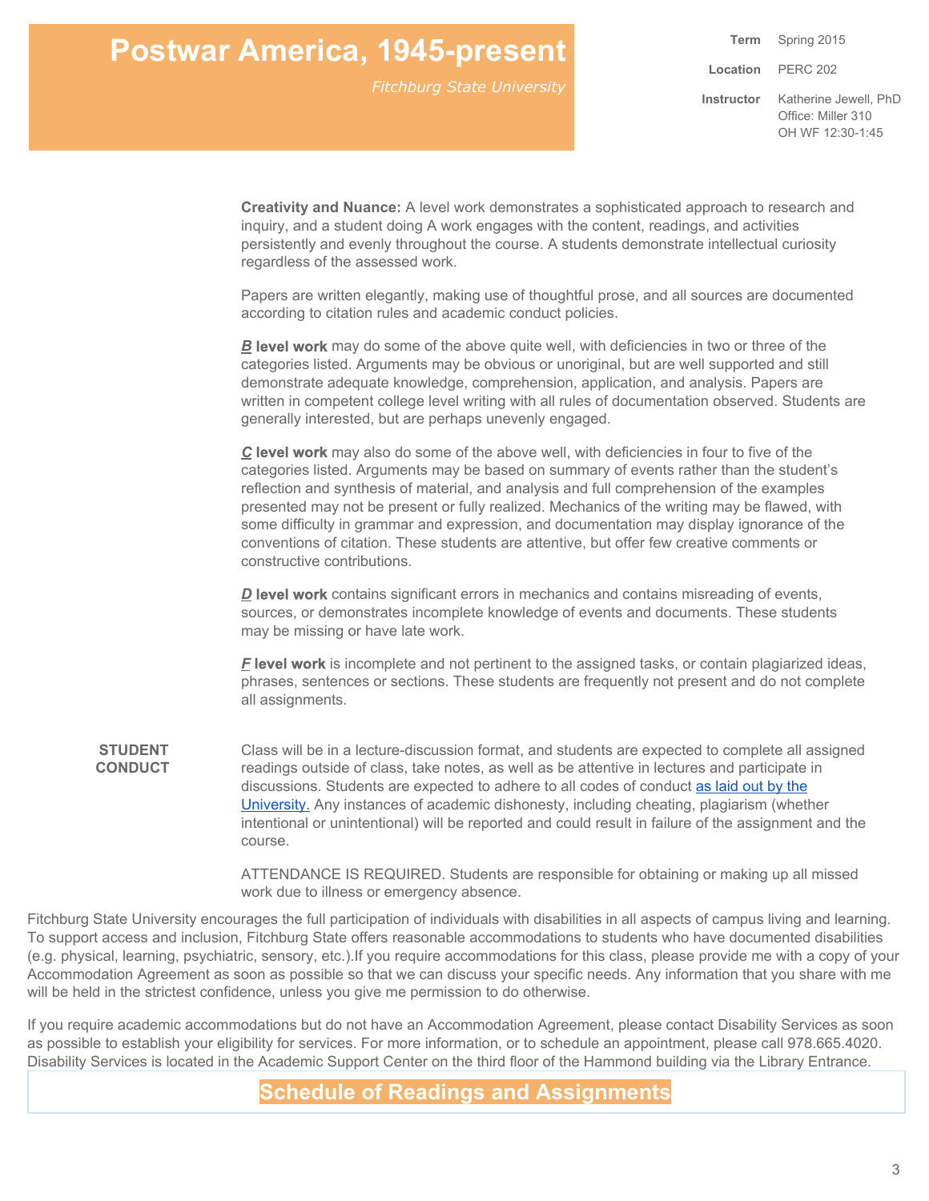**Creativity and Nuance:** A level work demonstrates a sophisticated approach to research and inquiry, and a student doing A work engages with the content, readings, and activities persistently and evenly throughout the course. A students demonstrate intellectual curiosity regardless of the assessed work.

Papers are written elegantly, making use of thoughtful prose, and all sources are documented according to citation rules and academic conduct policies.

***B*** **level work** may do some of the above quite well, with deficiencies in two or three of the categories listed. Arguments may be obvious or unoriginal, but are well supported and still demonstrate adequate knowledge, comprehension, application, and analysis. Papers are written in competent college level writing with all rules of documentation observed. Students are generally interested, but are perhaps unevenly engaged.

***C*** **level work** may also do some of the above well, with deficiencies in four to five of the categories listed. Arguments may be based on summary of events rather than the student's reflection and synthesis of material, and analysis and full comprehension of the examples presented may not be present or fully realized. Mechanics of the writing may be flawed, with some difficulty in grammar and expression, and documentation may display ignorance of the conventions of citation. These students are attentive, but offer few creative comments or constructive contributions.

***D*** **level work** contains significant errors in mechanics and contains misreading of events, sources, or demonstrates incomplete knowledge of events and documents. These students may be missing or have late work.

***F*** **level work** is incomplete and not pertinent to the assigned tasks, or contain plagiarized ideas, phrases, sentences or sections. These students are frequently not present and do not complete all assignments.

**STUDENT CONDUCT**

Class will be in a lecture-discussion format, and students are expected to complete all assigned readings outside of class, take notes, as well as be attentive in lectures and participate in discussions. Students are expected to adhere to all codes of conduct as laid out by the University. Any instances of academic dishonesty, including cheating, plagiarism (whether intentional or unintentional) will be reported and could result in failure of the assignment and the course.

ATTENDANCE IS REQUIRED. Students are responsible for obtaining or making up all missed work due to illness or emergency absence.

Fitchburg State University encourages the full participation of individuals with disabilities in all aspects of campus living and learning. To support access and inclusion, Fitchburg State offers reasonable accommodations to students who have documented disabilities (e.g. physical, learning, psychiatric, sensory, etc.).If you require accommodations for this class, please provide me with a copy of your Accommodation Agreement as soon as possible so that we can discuss your specific needs. Any information that you share with me will be held in the strictest confidence, unless you give me permission to do otherwise.

If you require academic accommodations but do not have an Accommodation Agreement, please contact Disability Services as soon as possible to establish your eligibility for services. For more information, or to schedule an appointment, please call 978.665.4020. Disability Services is located in the Academic Support Center on the third floor of the Hammond building via the Library Entrance.

## Schedule of Readings and Assignments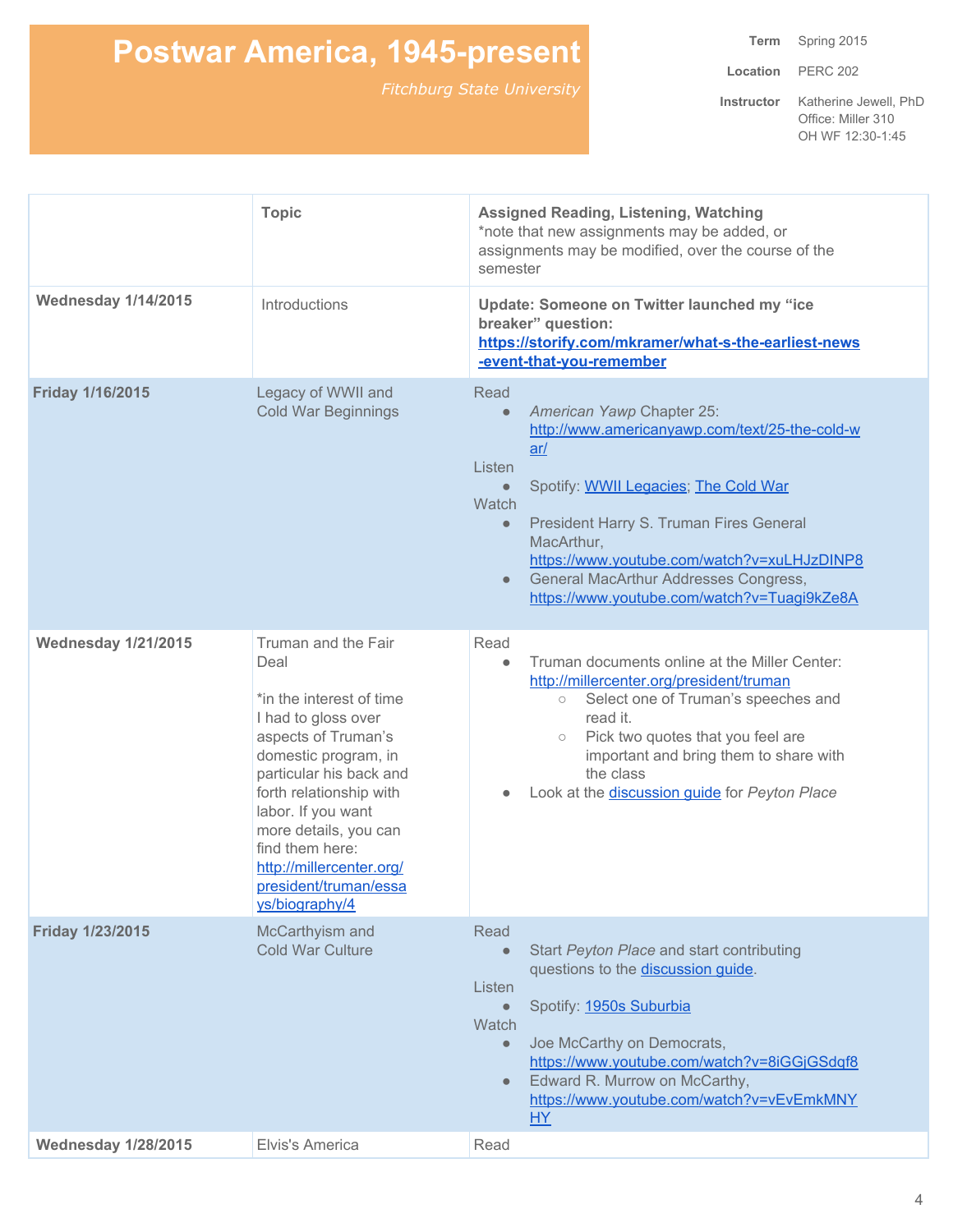# Postwar America, 1945-present

*Fitchburg State University*

**Term** Spring 2015

**Location** PERC 202

**Instructor** Katherine Jewell, PhD
Office: Miller 310
OH WF 12:30-1:45

| | Topic | Assigned Reading, Listening, Watching<br>*note that new assignments may be added, or assignments may be modified, over the course of the semester |
|---|---|---|
| **Wednesday 1/14/2015** | Introductions | **Update: Someone on Twitter launched my "ice breaker" question: https://storify.com/mkramer/what-s-the-earliest-news-event-that-you-remember** |
| **Friday 1/16/2015** | Legacy of WWII and Cold War Beginnings | Read<br>● *American Yawp* Chapter 25: http://www.americanyawp.com/text/25-the-cold-war/<br>Listen<br>● Spotify: WWII Legacies; The Cold War<br>Watch<br>● President Harry S. Truman Fires General MacArthur, https://www.youtube.com/watch?v=xuLHJzDINP8<br>● General MacArthur Addresses Congress, https://www.youtube.com/watch?v=Tuagi9kZe8A |
| **Wednesday 1/21/2015** | Truman and the Fair Deal<br><br>*in the interest of time I had to gloss over aspects of Truman's domestic program, in particular his back and forth relationship with labor. If you want more details, you can find them here: http://millercenter.org/president/truman/essays/biography/4 | Read<br>● Truman documents online at the Miller Center: http://millercenter.org/president/truman<br>○ Select one of Truman's speeches and read it.<br>○ Pick two quotes that you feel are important and bring them to share with the class<br>● Look at the discussion guide for *Peyton Place* |
| **Friday 1/23/2015** | McCarthyism and Cold War Culture | Read<br>● Start *Peyton Place* and start contributing questions to the discussion guide.<br>Listen<br>● Spotify: 1950s Suburbia<br>Watch<br>● Joe McCarthy on Democrats, https://www.youtube.com/watch?v=8iGGjGSdqf8<br>● Edward R. Murrow on McCarthy, https://www.youtube.com/watch?v=vEvEmkMNYHY |
| **Wednesday 1/28/2015** | Elvis's America | Read |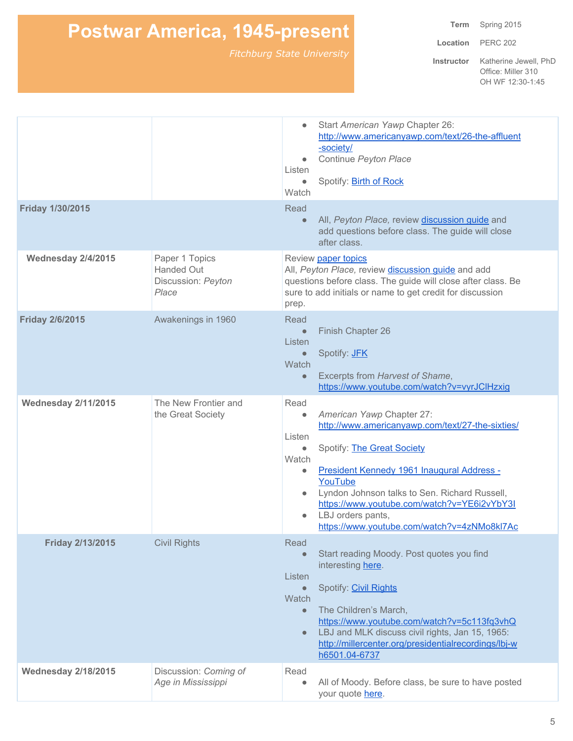| | | |
|---|---|---|
| | | • Start *American Yawp* Chapter 26: http://www.americanyawp.com/text/26-the-affluent-society/<br>• Continue *Peyton Place*<br>Listen<br>• Spotify: Birth of Rock<br>Watch |
| **Friday 1/30/2015** | | Read<br>• All, *Peyton Place,* review discussion guide and add questions before class. The guide will close after class. |
| **Wednesday 2/4/2015** | Paper 1 Topics Handed Out<br>Discussion: *Peyton Place* | Review paper topics<br>All, *Peyton Place,* review discussion guide and add questions before class. The guide will close after class. Be sure to add initials or name to get credit for discussion prep. |
| **Friday 2/6/2015** | Awakenings in 1960 | Read<br>• Finish Chapter 26<br>Listen<br>• Spotify: JFK<br>Watch<br>• Excerpts from *Harvest of Shame*, https://www.youtube.com/watch?v=vyrJClHzxig |
| **Wednesday 2/11/2015** | The New Frontier and the Great Society | Read<br>• *American Yawp* Chapter 27: http://www.americanyawp.com/text/27-the-sixties/<br>Listen<br>• Spotify: The Great Society<br>Watch<br>• President Kennedy 1961 Inaugural Address - YouTube<br>• Lyndon Johnson talks to Sen. Richard Russell, https://www.youtube.com/watch?v=YE6i2vYbY3I<br>• LBJ orders pants, https://www.youtube.com/watch?v=4zNMo8kl7Ac |
| **Friday 2/13/2015** | Civil Rights | Read<br>• Start reading Moody. Post quotes you find interesting here.<br>Listen<br>• Spotify: Civil Rights<br>Watch<br>• The Children's March, https://www.youtube.com/watch?v=5c113fq3vhQ<br>• LBJ and MLK discuss civil rights, Jan 15, 1965: http://millercenter.org/presidentialrecordings/lbj-wh6501.04-6737 |
| **Wednesday 2/18/2015** | Discussion: *Coming of Age in Mississippi* | Read<br>• All of Moody. Before class, be sure to have posted your quote here. |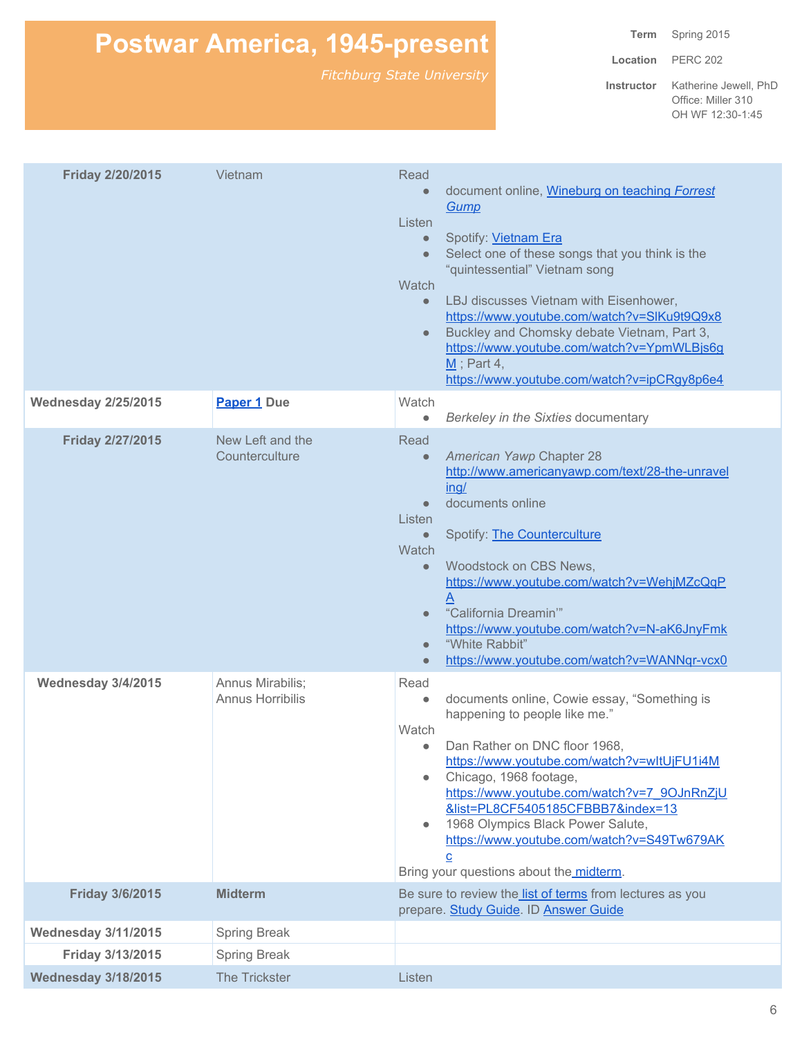# Postwar America, 1945-present

*Fitchburg State University*

**Term** Spring 2015

**Location** PERC 202

**Instructor** Katherine Jewell, PhD
Office: Miller 310
OH WF 12:30-1:45

| | | |
|---|---|---|
| **Friday 2/20/2015** | Vietnam | Read<br>● document online, Wineburg on teaching *Forrest Gump*<br>Listen<br>● Spotify: Vietnam Era<br>● Select one of these songs that you think is the "quintessential" Vietnam song<br>Watch<br>● LBJ discusses Vietnam with Eisenhower, https://www.youtube.com/watch?v=SlKu9t9Q9x8<br>● Buckley and Chomsky debate Vietnam, Part 3, https://www.youtube.com/watch?v=YpmWLBjs6gM ; Part 4, https://www.youtube.com/watch?v=ipCRgy8p6e4 |
| **Wednesday 2/25/2015** | **Paper 1 Due** | Watch<br>● *Berkeley in the Sixties* documentary |
| **Friday 2/27/2015** | New Left and the Counterculture | Read<br>● *American Yawp* Chapter 28 http://www.americanyawp.com/text/28-the-unraveling/<br>● documents online<br>Listen<br>● Spotify: The Counterculture<br>Watch<br>● Woodstock on CBS News, https://www.youtube.com/watch?v=WehjMZcQqPA<br>● "California Dreamin'" https://www.youtube.com/watch?v=N-aK6JnyFmk<br>● "White Rabbit"<br>● https://www.youtube.com/watch?v=WANNqr-vcx0 |
| **Wednesday 3/4/2015** | Annus Mirabilis; Annus Horribilis | Read<br>● documents online, Cowie essay, "Something is happening to people like me."<br>Watch<br>● Dan Rather on DNC floor 1968, https://www.youtube.com/watch?v=wItUjFU1i4M<br>● Chicago, 1968 footage, https://www.youtube.com/watch?v=7_9OJnRnZjU&list=PL8CF5405185CFBBB7&index=13<br>● 1968 Olympics Black Power Salute, https://www.youtube.com/watch?v=S49Tw679AKc<br>Bring your questions about the midterm. |
| **Friday 3/6/2015** | **Midterm** | Be sure to review the list of terms from lectures as you prepare. Study Guide. ID Answer Guide |
| **Wednesday 3/11/2015** | Spring Break | |
| **Friday 3/13/2015** | Spring Break | |
| **Wednesday 3/18/2015** | The Trickster | Listen |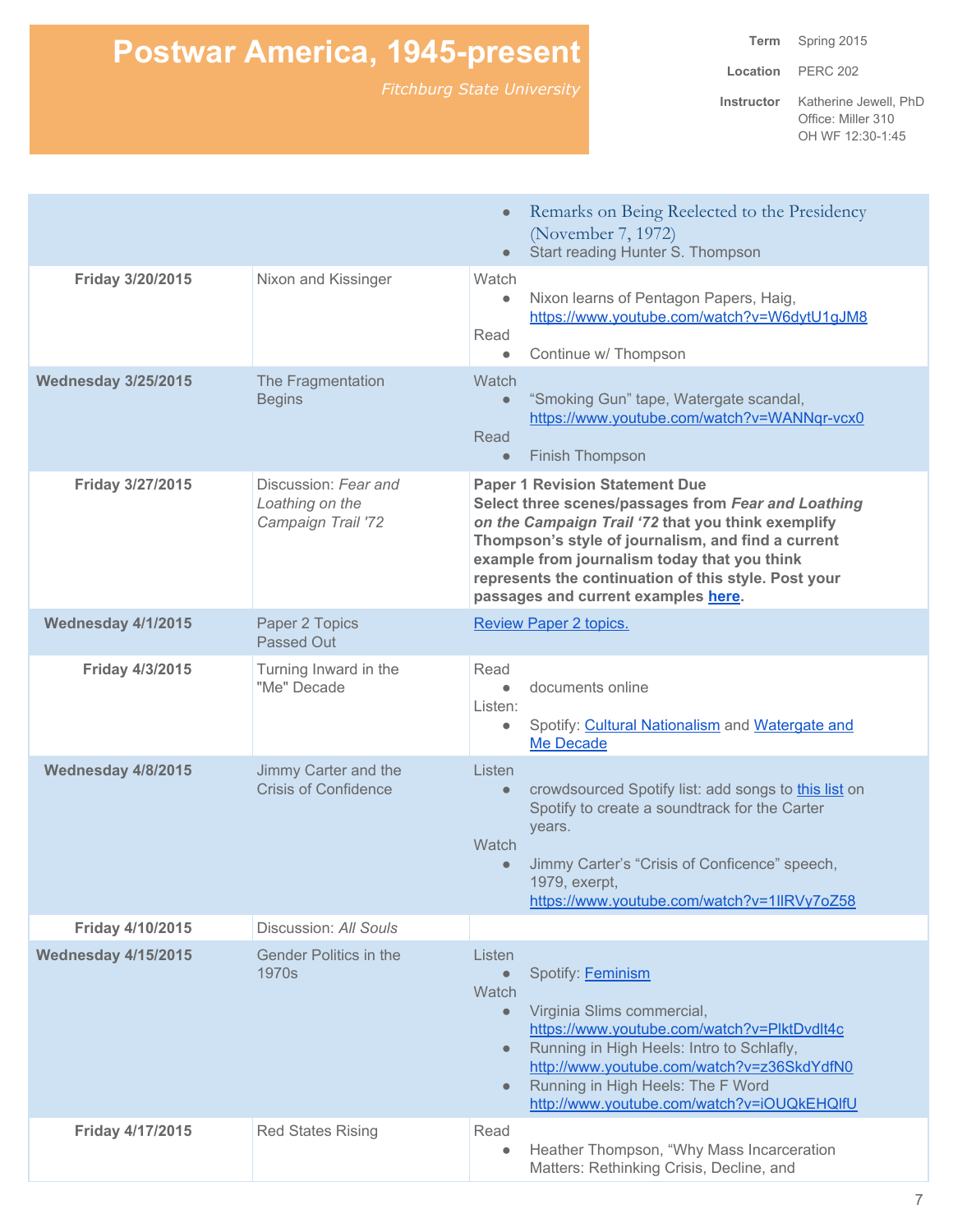# Postwar America, 1945-present

*Fitchburg State University*

| | |
|---|---|
| **Term** | Spring 2015 |
| **Location** | PERC 202 |
| **Instructor** | Katherine Jewell, PhD<br>Office: Miller 310<br>OH WF 12:30-1:45 |

| | | |
|---|---|---|
| | | • Remarks on Being Reelected to the Presidency (November 7, 1972)<br>• Start reading Hunter S. Thompson |
| **Friday 3/20/2015** | Nixon and Kissinger | Watch<br>• Nixon learns of Pentagon Papers, Haig, https://www.youtube.com/watch?v=W6dytU1gJM8<br>Read<br>• Continue w/ Thompson |
| **Wednesday 3/25/2015** | The Fragmentation Begins | Watch<br>• "Smoking Gun" tape, Watergate scandal, https://www.youtube.com/watch?v=WANNqr-vcx0<br>Read<br>• Finish Thompson |
| **Friday 3/27/2015** | Discussion: *Fear and Loathing on the Campaign Trail '72* | **Paper 1 Revision Statement Due**<br>**Select three scenes/passages from *Fear and Loathing on the Campaign Trail '72* that you think exemplify Thompson's style of journalism, and find a current example from journalism today that you think represents the continuation of this style. Post your passages and current examples here.** |
| **Wednesday 4/1/2015** | Paper 2 Topics Passed Out | Review Paper 2 topics. |
| **Friday 4/3/2015** | Turning Inward in the "Me" Decade | Read<br>• documents online<br>Listen:<br>• Spotify: Cultural Nationalism and Watergate and Me Decade |
| **Wednesday 4/8/2015** | Jimmy Carter and the Crisis of Confidence | Listen<br>• crowdsourced Spotify list: add songs to this list on Spotify to create a soundtrack for the Carter years.<br>Watch<br>• Jimmy Carter's "Crisis of Conficence" speech, 1979, exerpt, https://www.youtube.com/watch?v=1lIRVy7oZ58 |
| **Friday 4/10/2015** | Discussion: *All Souls* | |
| **Wednesday 4/15/2015** | Gender Politics in the 1970s | Listen<br>• Spotify: Feminism<br>Watch<br>• Virginia Slims commercial, https://www.youtube.com/watch?v=PlktDvdlt4c<br>• Running in High Heels: Intro to Schlafly, http://www.youtube.com/watch?v=z36SkdYdfN0<br>• Running in High Heels: The F Word http://www.youtube.com/watch?v=iOUQkEHQlfU |
| **Friday 4/17/2015** | Red States Rising | Read<br>• Heather Thompson, "Why Mass Incarceration Matters: Rethinking Crisis, Decline, and |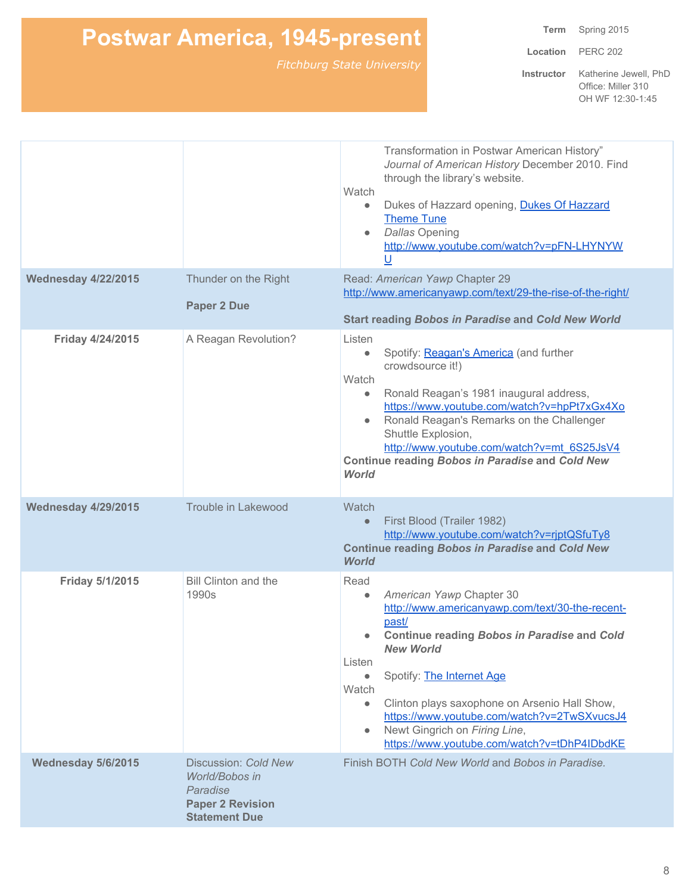| | | |
|---|---|---|
| | | Transformation in Postwar American History" *Journal of American History* December 2010. Find through the library's website.<br>Watch<br>● Dukes of Hazzard opening, [Dukes Of Hazzard Theme Tune]<br>● *Dallas* Opening http://www.youtube.com/watch?v=pFN-LHYNYWU |
| **Wednesday 4/22/2015** | Thunder on the Right<br><br>**Paper 2 Due** | Read: *American Yawp* Chapter 29 http://www.americanyawp.com/text/29-the-rise-of-the-right/<br><br>**Start reading *Bobos in Paradise* and *Cold New World*** |
| **Friday 4/24/2015** | A Reagan Revolution? | Listen<br>● Spotify: Reagan's America (and further crowdsource it!)<br>Watch<br>● Ronald Reagan's 1981 inaugural address, https://www.youtube.com/watch?v=hpPt7xGx4Xo<br>● Ronald Reagan's Remarks on the Challenger Shuttle Explosion, http://www.youtube.com/watch?v=mt_6S25JsV4<br>**Continue reading *Bobos in Paradise* and *Cold New World*** |
| **Wednesday 4/29/2015** | Trouble in Lakewood | Watch<br>● First Blood (Trailer 1982) http://www.youtube.com/watch?v=rjptQSfuTy8<br>**Continue reading *Bobos in Paradise* and *Cold New World*** |
| **Friday 5/1/2015** | Bill Clinton and the 1990s | Read<br>● *American Yawp* Chapter 30 http://www.americanyawp.com/text/30-the-recent-past/<br>● **Continue reading *Bobos in Paradise* and *Cold New World***<br>Listen<br>● Spotify: The Internet Age<br>Watch<br>● Clinton plays saxophone on Arsenio Hall Show, https://www.youtube.com/watch?v=2TwSXvucsJ4<br>● Newt Gingrich on *Firing Line*, https://www.youtube.com/watch?v=tDhP4IDbdKE |
| **Wednesday 5/6/2015** | Discussion: *Cold New World/Bobos in Paradise*<br>**Paper 2 Revision Statement Due** | Finish BOTH *Cold New World* and *Bobos in Paradise.* |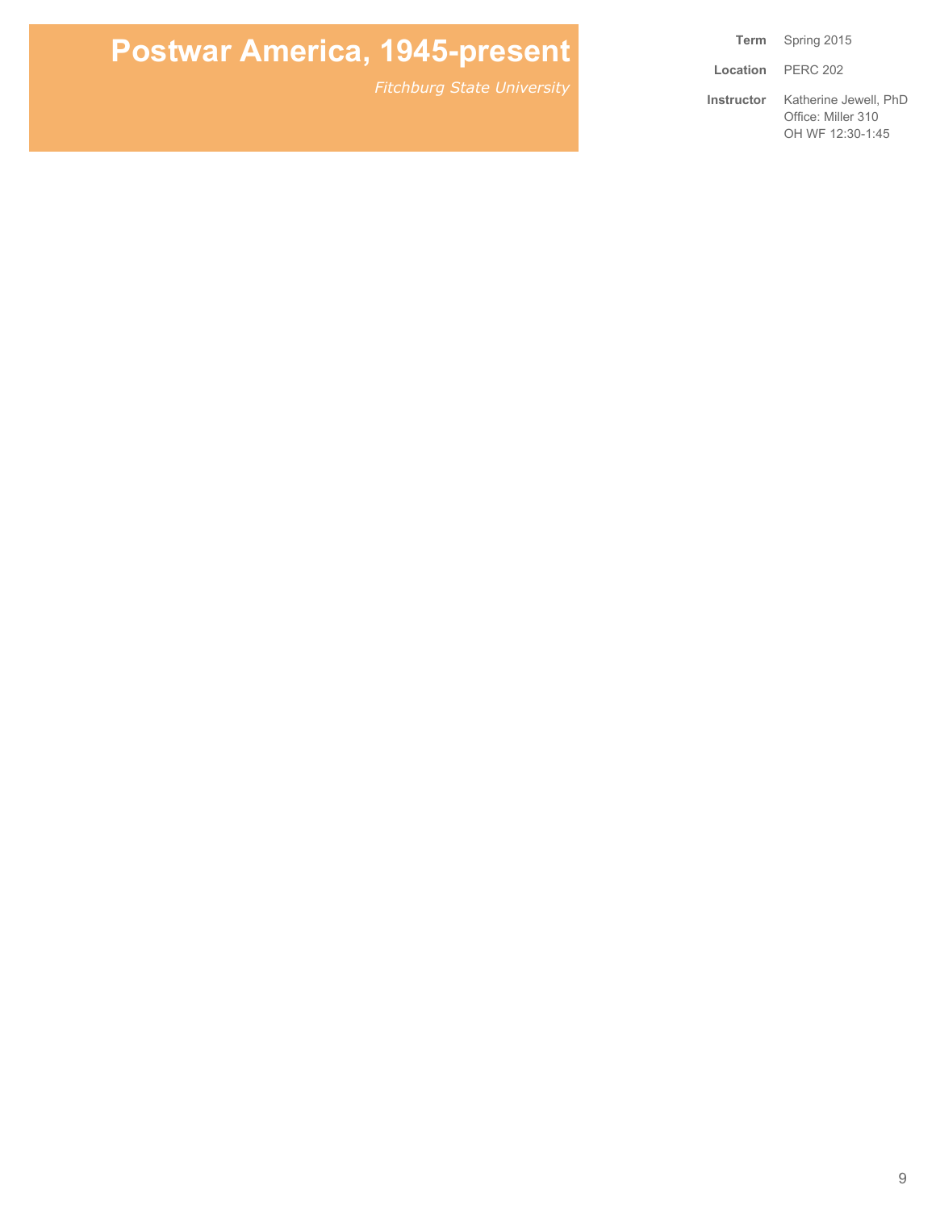# Postwar America, 1945-present

*Fitchburg State University*

**Term** Spring 2015

**Location** PERC 202

**Instructor** Katherine Jewell, PhD
Office: Miller 310
OH WF 12:30-1:45